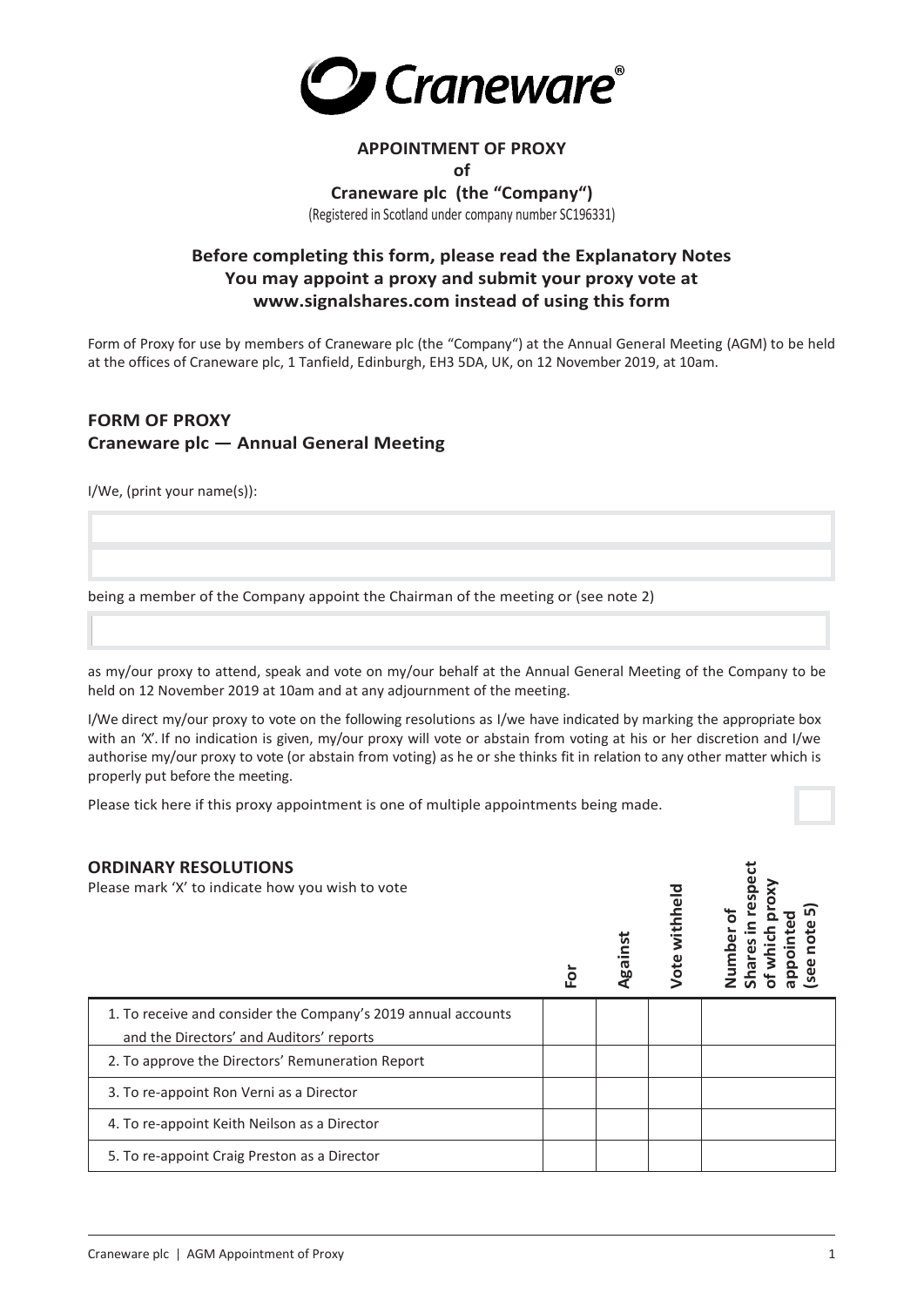# APPOINTMENT OF PROXY

**of**

**Craneware plc (the "Company")**

(Registered in Scotland under company number SC196331)

## Before completing this form, please read the Explanatory Notes
## You may appoint a proxy and submit your proxy vote at www.signalshares.com instead of using this form

Form of Proxy for use by members of Craneware plc (the "Company") at the Annual General Meeting (AGM) to be held at the offices of Craneware plc, 1 Tanfield, Edinburgh, EH3 5DA, UK, on 12 November 2019, at 10am.

## FORM OF PROXY
## Craneware plc — Annual General Meeting

I/We, (print your name(s)):

being a member of the Company appoint the Chairman of the meeting or (see note 2)

as my/our proxy to attend, speak and vote on my/our behalf at the Annual General Meeting of the Company to be held on 12 November 2019 at 10am and at any adjournment of the meeting.

I/We direct my/our proxy to vote on the following resolutions as I/we have indicated by marking the appropriate box with an 'X'. If no indication is given, my/our proxy will vote or abstain from voting at his or her discretion and I/we authorise my/our proxy to vote (or abstain from voting) as he or she thinks fit in relation to any other matter which is properly put before the meeting.

Please tick here if this proxy appointment is one of multiple appointments being made.

### ORDINARY RESOLUTIONS

Please mark 'X' to indicate how you wish to vote

| | For | Against | Vote withheld | Number of Shares in respect of which proxy appointed (see note 5) |
|---|---|---|---|---|
| 1. To receive and consider the Company's 2019 annual accounts and the Directors' and Auditors' reports | | | | |
| 2. To approve the Directors' Remuneration Report | | | | |
| 3. To re-appoint Ron Verni as a Director | | | | |
| 4. To re-appoint Keith Neilson as a Director | | | | |
| 5. To re-appoint Craig Preston as a Director | | | | |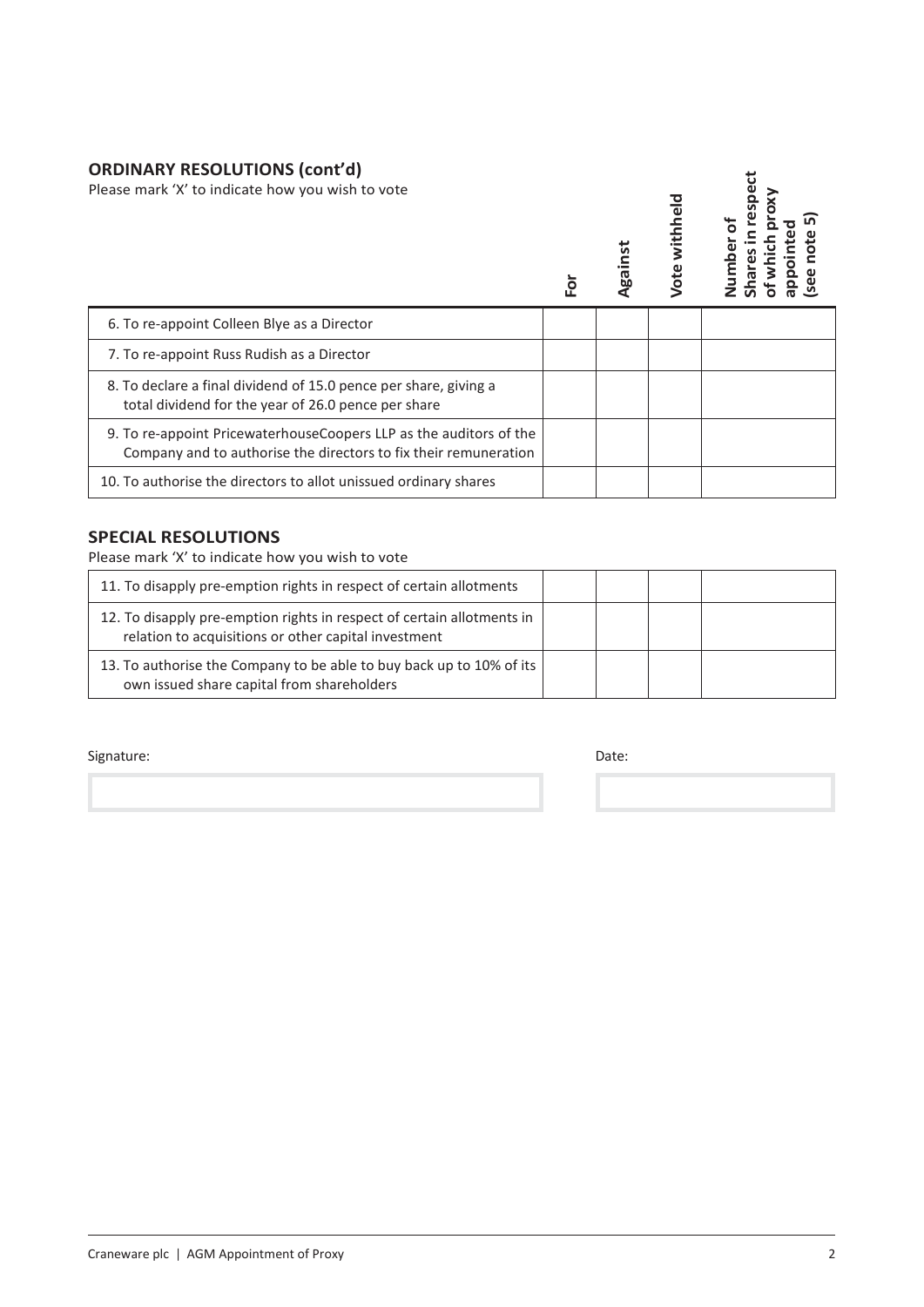## ORDINARY RESOLUTIONS (cont'd)

Please mark 'X' to indicate how you wish to vote

| | For | Against | Vote withheld | Number of Shares in respect of which proxy appointed (see note 5) |
|---|---|---|---|---|
| 6. To re-appoint Colleen Blye as a Director | | | | |
| 7. To re-appoint Russ Rudish as a Director | | | | |
| 8. To declare a final dividend of 15.0 pence per share, giving a total dividend for the year of 26.0 pence per share | | | | |
| 9. To re-appoint PricewaterhouseCoopers LLP as the auditors of the Company and to authorise the directors to fix their remuneration | | | | |
| 10. To authorise the directors to allot unissued ordinary shares | | | | |

## SPECIAL RESOLUTIONS

Please mark 'X' to indicate how you wish to vote

| | For | Against | Vote withheld | Number of Shares in respect of which proxy appointed (see note 5) |
|---|---|---|---|---|
| 11. To disapply pre-emption rights in respect of certain allotments | | | | |
| 12. To disapply pre-emption rights in respect of certain allotments in relation to acquisitions or other capital investment | | | | |
| 13. To authorise the Company to be able to buy back up to 10% of its own issued share capital from shareholders | | | | |

Signature:

Date: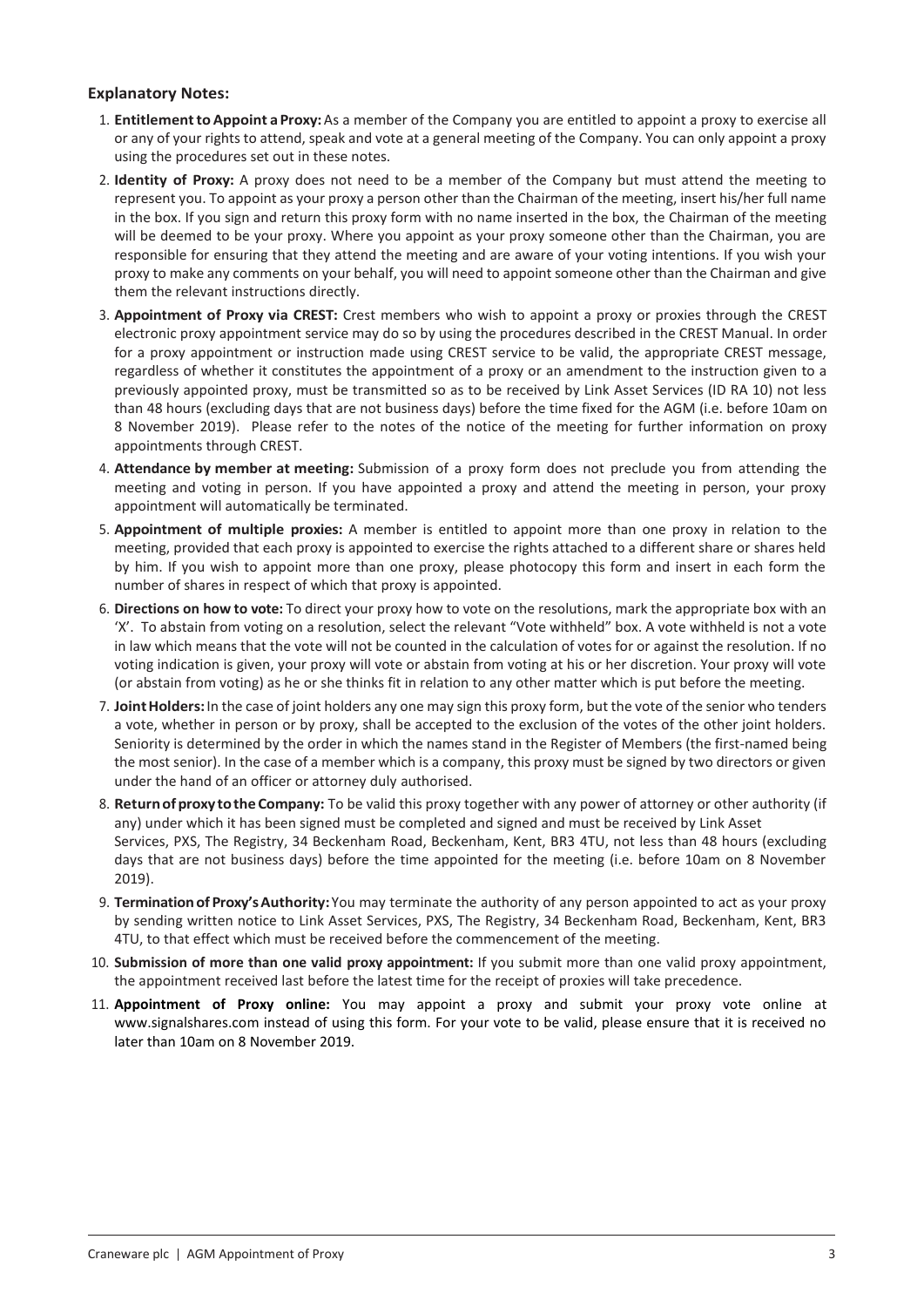### Explanatory Notes:

1. **Entitlement to Appoint a Proxy:** As a member of the Company you are entitled to appoint a proxy to exercise all or any of your rights to attend, speak and vote at a general meeting of the Company. You can only appoint a proxy using the procedures set out in these notes.
2. **Identity of Proxy:** A proxy does not need to be a member of the Company but must attend the meeting to represent you. To appoint as your proxy a person other than the Chairman of the meeting, insert his/her full name in the box. If you sign and return this proxy form with no name inserted in the box, the Chairman of the meeting will be deemed to be your proxy. Where you appoint as your proxy someone other than the Chairman, you are responsible for ensuring that they attend the meeting and are aware of your voting intentions. If you wish your proxy to make any comments on your behalf, you will need to appoint someone other than the Chairman and give them the relevant instructions directly.
3. **Appointment of Proxy via CREST:** Crest members who wish to appoint a proxy or proxies through the CREST electronic proxy appointment service may do so by using the procedures described in the CREST Manual. In order for a proxy appointment or instruction made using CREST service to be valid, the appropriate CREST message, regardless of whether it constitutes the appointment of a proxy or an amendment to the instruction given to a previously appointed proxy, must be transmitted so as to be received by Link Asset Services (ID RA 10) not less than 48 hours (excluding days that are not business days) before the time fixed for the AGM (i.e. before 10am on 8 November 2019). Please refer to the notes of the notice of the meeting for further information on proxy appointments through CREST.
4. **Attendance by member at meeting:** Submission of a proxy form does not preclude you from attending the meeting and voting in person. If you have appointed a proxy and attend the meeting in person, your proxy appointment will automatically be terminated.
5. **Appointment of multiple proxies:** A member is entitled to appoint more than one proxy in relation to the meeting, provided that each proxy is appointed to exercise the rights attached to a different share or shares held by him. If you wish to appoint more than one proxy, please photocopy this form and insert in each form the number of shares in respect of which that proxy is appointed.
6. **Directions on how to vote:** To direct your proxy how to vote on the resolutions, mark the appropriate box with an 'X'. To abstain from voting on a resolution, select the relevant "Vote withheld" box. A vote withheld is not a vote in law which means that the vote will not be counted in the calculation of votes for or against the resolution. If no voting indication is given, your proxy will vote or abstain from voting at his or her discretion. Your proxy will vote (or abstain from voting) as he or she thinks fit in relation to any other matter which is put before the meeting.
7. **Joint Holders:** In the case of joint holders any one may sign this proxy form, but the vote of the senior who tenders a vote, whether in person or by proxy, shall be accepted to the exclusion of the votes of the other joint holders. Seniority is determined by the order in which the names stand in the Register of Members (the first-named being the most senior). In the case of a member which is a company, this proxy must be signed by two directors or given under the hand of an officer or attorney duly authorised.
8. **Return of proxy to the Company:** To be valid this proxy together with any power of attorney or other authority (if any) under which it has been signed must be completed and signed and must be received by Link Asset Services, PXS, The Registry, 34 Beckenham Road, Beckenham, Kent, BR3 4TU, not less than 48 hours (excluding days that are not business days) before the time appointed for the meeting (i.e. before 10am on 8 November 2019).
9. **Termination of Proxy's Authority:** You may terminate the authority of any person appointed to act as your proxy by sending written notice to Link Asset Services, PXS, The Registry, 34 Beckenham Road, Beckenham, Kent, BR3 4TU, to that effect which must be received before the commencement of the meeting.
10. **Submission of more than one valid proxy appointment:** If you submit more than one valid proxy appointment, the appointment received last before the latest time for the receipt of proxies will take precedence.
11. **Appointment of Proxy online:** You may appoint a proxy and submit your proxy vote online at www.signalshares.com instead of using this form. For your vote to be valid, please ensure that it is received no later than 10am on 8 November 2019.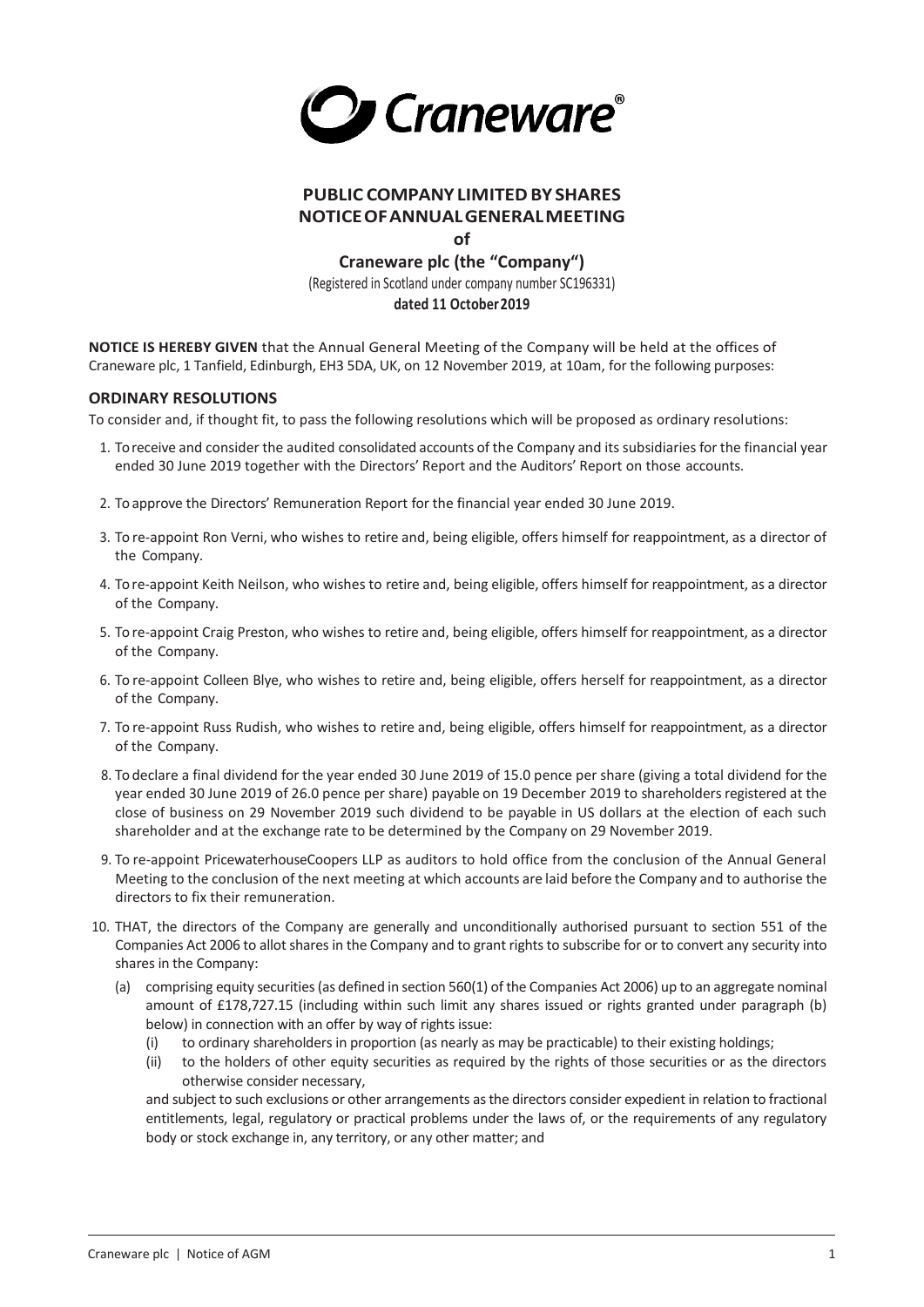**PUBLIC COMPANY LIMITED BY SHARES**
**NOTICE OF ANNUAL GENERAL MEETING**
**of**
**Craneware plc (the "Company")**
(Registered in Scotland under company number SC196331)
**dated 11 October 2019**

**NOTICE IS HEREBY GIVEN** that the Annual General Meeting of the Company will be held at the offices of Craneware plc, 1 Tanfield, Edinburgh, EH3 5DA, UK, on 12 November 2019, at 10am, for the following purposes:

## ORDINARY RESOLUTIONS

To consider and, if thought fit, to pass the following resolutions which will be proposed as ordinary resolutions:

1. To receive and consider the audited consolidated accounts of the Company and its subsidiaries for the financial year ended 30 June 2019 together with the Directors' Report and the Auditors' Report on those accounts.
2. To approve the Directors' Remuneration Report for the financial year ended 30 June 2019.
3. To re-appoint Ron Verni, who wishes to retire and, being eligible, offers himself for reappointment, as a director of the Company.
4. To re-appoint Keith Neilson, who wishes to retire and, being eligible, offers himself for reappointment, as a director of the Company.
5. To re-appoint Craig Preston, who wishes to retire and, being eligible, offers himself for reappointment, as a director of the Company.
6. To re-appoint Colleen Blye, who wishes to retire and, being eligible, offers herself for reappointment, as a director of the Company.
7. To re-appoint Russ Rudish, who wishes to retire and, being eligible, offers himself for reappointment, as a director of the Company.
8. To declare a final dividend for the year ended 30 June 2019 of 15.0 pence per share (giving a total dividend for the year ended 30 June 2019 of 26.0 pence per share) payable on 19 December 2019 to shareholders registered at the close of business on 29 November 2019 such dividend to be payable in US dollars at the election of each such shareholder and at the exchange rate to be determined by the Company on 29 November 2019.
9. To re-appoint PricewaterhouseCoopers LLP as auditors to hold office from the conclusion of the Annual General Meeting to the conclusion of the next meeting at which accounts are laid before the Company and to authorise the directors to fix their remuneration.
10. THAT, the directors of the Company are generally and unconditionally authorised pursuant to section 551 of the Companies Act 2006 to allot shares in the Company and to grant rights to subscribe for or to convert any security into shares in the Company:
    (a) comprising equity securities (as defined in section 560(1) of the Companies Act 2006) up to an aggregate nominal amount of £178,727.15 (including within such limit any shares issued or rights granted under paragraph (b) below) in connection with an offer by way of rights issue:
    (i) to ordinary shareholders in proportion (as nearly as may be practicable) to their existing holdings;
    (ii) to the holders of other equity securities as required by the rights of those securities or as the directors otherwise consider necessary,

    and subject to such exclusions or other arrangements as the directors consider expedient in relation to fractional entitlements, legal, regulatory or practical problems under the laws of, or the requirements of any regulatory body or stock exchange in, any territory, or any other matter; and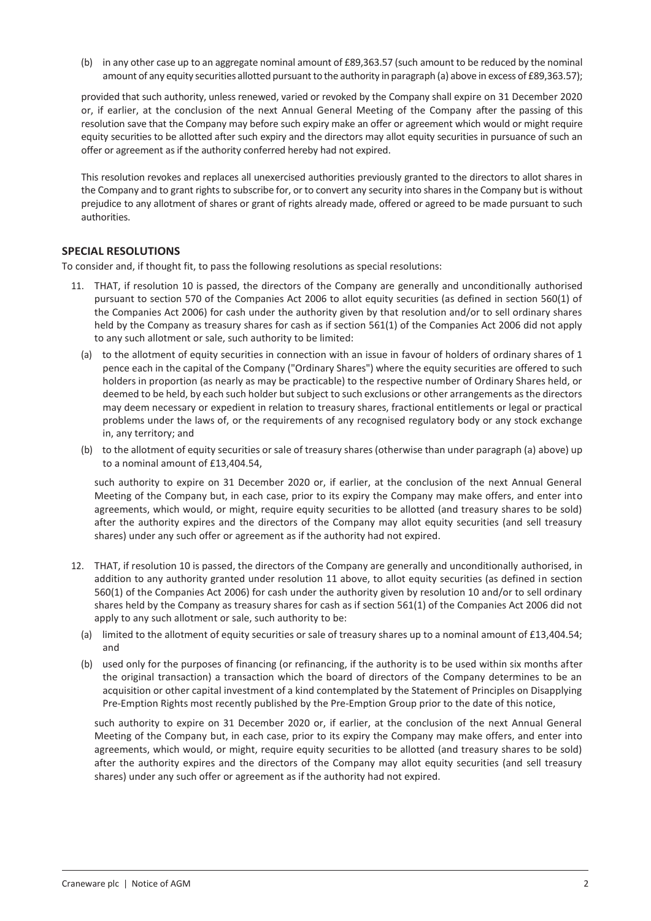(b) in any other case up to an aggregate nominal amount of £89,363.57 (such amount to be reduced by the nominal amount of any equity securities allotted pursuant to the authority in paragraph (a) above in excess of £89,363.57);

provided that such authority, unless renewed, varied or revoked by the Company shall expire on 31 December 2020 or, if earlier, at the conclusion of the next Annual General Meeting of the Company after the passing of this resolution save that the Company may before such expiry make an offer or agreement which would or might require equity securities to be allotted after such expiry and the directors may allot equity securities in pursuance of such an offer or agreement as if the authority conferred hereby had not expired.

This resolution revokes and replaces all unexercised authorities previously granted to the directors to allot shares in the Company and to grant rights to subscribe for, or to convert any security into shares in the Company but is without prejudice to any allotment of shares or grant of rights already made, offered or agreed to be made pursuant to such authorities.

## SPECIAL RESOLUTIONS

To consider and, if thought fit, to pass the following resolutions as special resolutions:

11. THAT, if resolution 10 is passed, the directors of the Company are generally and unconditionally authorised pursuant to section 570 of the Companies Act 2006 to allot equity securities (as defined in section 560(1) of the Companies Act 2006) for cash under the authority given by that resolution and/or to sell ordinary shares held by the Company as treasury shares for cash as if section 561(1) of the Companies Act 2006 did not apply to any such allotment or sale, such authority to be limited:

   (a) to the allotment of equity securities in connection with an issue in favour of holders of ordinary shares of 1 pence each in the capital of the Company ("Ordinary Shares") where the equity securities are offered to such holders in proportion (as nearly as may be practicable) to the respective number of Ordinary Shares held, or deemed to be held, by each such holder but subject to such exclusions or other arrangements as the directors may deem necessary or expedient in relation to treasury shares, fractional entitlements or legal or practical problems under the laws of, or the requirements of any recognised regulatory body or any stock exchange in, any territory; and

   (b) to the allotment of equity securities or sale of treasury shares (otherwise than under paragraph (a) above) up to a nominal amount of £13,404.54,

   such authority to expire on 31 December 2020 or, if earlier, at the conclusion of the next Annual General Meeting of the Company but, in each case, prior to its expiry the Company may make offers, and enter into agreements, which would, or might, require equity securities to be allotted (and treasury shares to be sold) after the authority expires and the directors of the Company may allot equity securities (and sell treasury shares) under any such offer or agreement as if the authority had not expired.

12. THAT, if resolution 10 is passed, the directors of the Company are generally and unconditionally authorised, in addition to any authority granted under resolution 11 above, to allot equity securities (as defined in section 560(1) of the Companies Act 2006) for cash under the authority given by resolution 10 and/or to sell ordinary shares held by the Company as treasury shares for cash as if section 561(1) of the Companies Act 2006 did not apply to any such allotment or sale, such authority to be:

   (a) limited to the allotment of equity securities or sale of treasury shares up to a nominal amount of £13,404.54; and

   (b) used only for the purposes of financing (or refinancing, if the authority is to be used within six months after the original transaction) a transaction which the board of directors of the Company determines to be an acquisition or other capital investment of a kind contemplated by the Statement of Principles on Disapplying Pre-Emption Rights most recently published by the Pre-Emption Group prior to the date of this notice,

   such authority to expire on 31 December 2020 or, if earlier, at the conclusion of the next Annual General Meeting of the Company but, in each case, prior to its expiry the Company may make offers, and enter into agreements, which would, or might, require equity securities to be allotted (and treasury shares to be sold) after the authority expires and the directors of the Company may allot equity securities (and sell treasury shares) under any such offer or agreement as if the authority had not expired.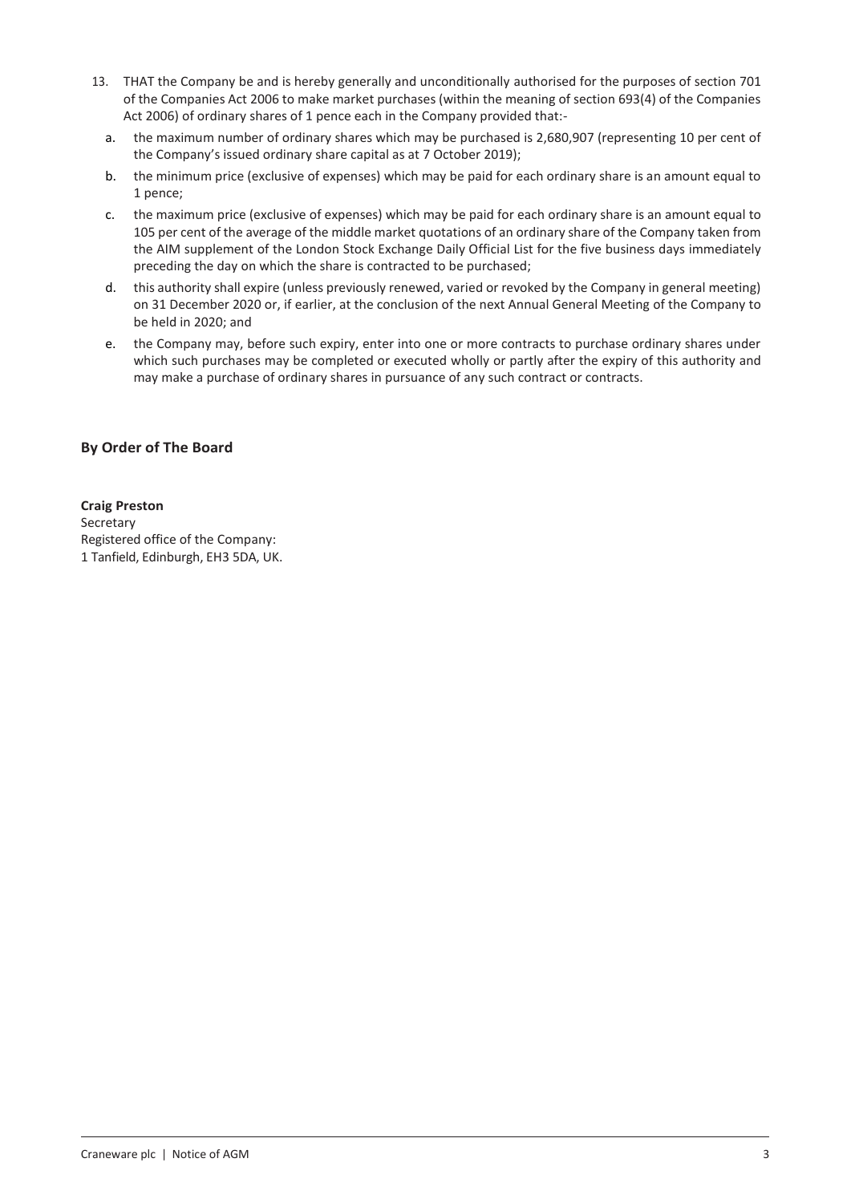13. THAT the Company be and is hereby generally and unconditionally authorised for the purposes of section 701 of the Companies Act 2006 to make market purchases (within the meaning of section 693(4) of the Companies Act 2006) of ordinary shares of 1 pence each in the Company provided that:-

    a. the maximum number of ordinary shares which may be purchased is 2,680,907 (representing 10 per cent of the Company's issued ordinary share capital as at 7 October 2019);

    b. the minimum price (exclusive of expenses) which may be paid for each ordinary share is an amount equal to 1 pence;

    c. the maximum price (exclusive of expenses) which may be paid for each ordinary share is an amount equal to 105 per cent of the average of the middle market quotations of an ordinary share of the Company taken from the AIM supplement of the London Stock Exchange Daily Official List for the five business days immediately preceding the day on which the share is contracted to be purchased;

    d. this authority shall expire (unless previously renewed, varied or revoked by the Company in general meeting) on 31 December 2020 or, if earlier, at the conclusion of the next Annual General Meeting of the Company to be held in 2020; and

    e. the Company may, before such expiry, enter into one or more contracts to purchase ordinary shares under which such purchases may be completed or executed wholly or partly after the expiry of this authority and may make a purchase of ordinary shares in pursuance of any such contract or contracts.

## By Order of The Board

**Craig Preston**
Secretary
Registered office of the Company:
1 Tanfield, Edinburgh, EH3 5DA, UK.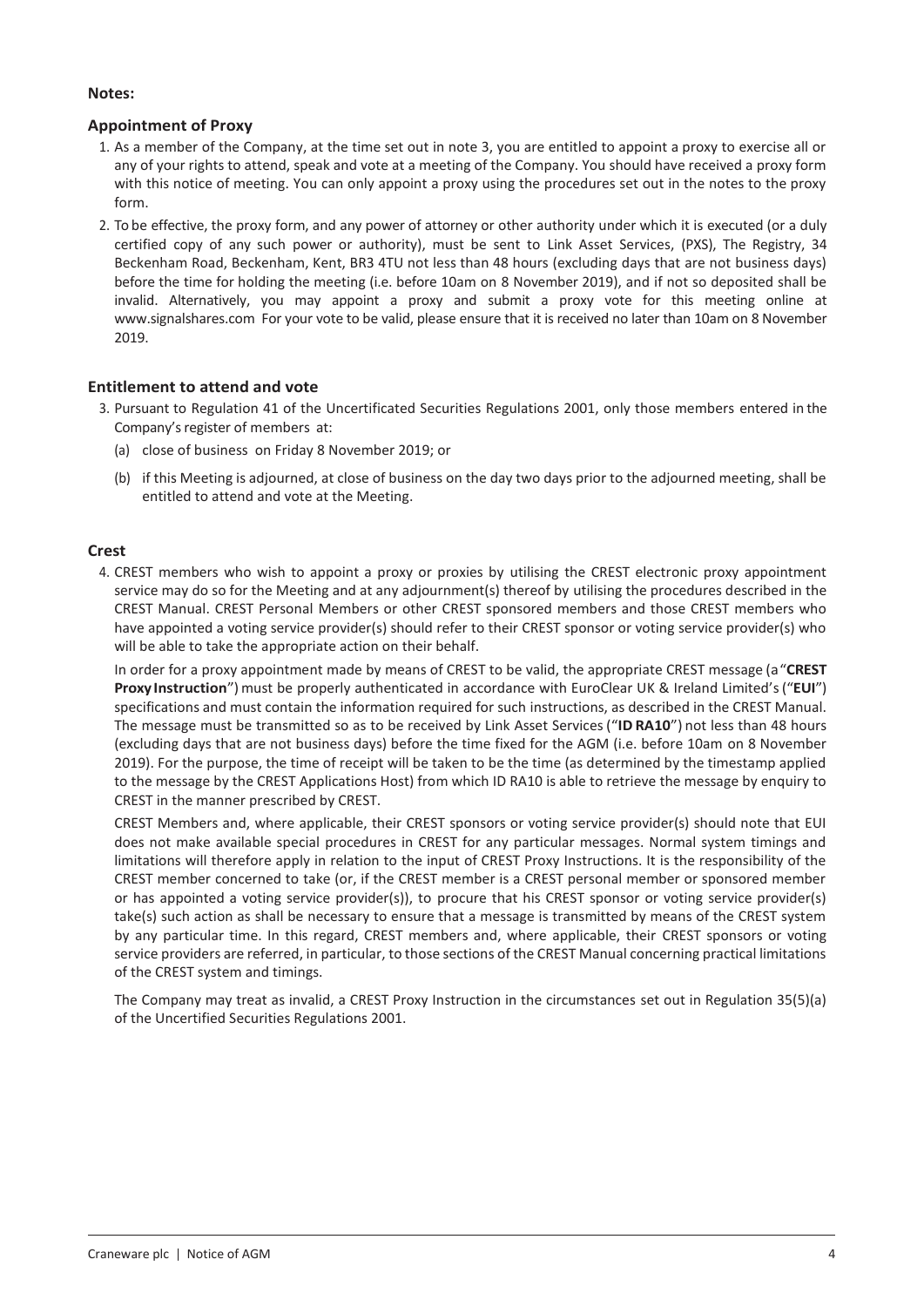**Notes:**

## Appointment of Proxy

1. As a member of the Company, at the time set out in note 3, you are entitled to appoint a proxy to exercise all or any of your rights to attend, speak and vote at a meeting of the Company. You should have received a proxy form with this notice of meeting. You can only appoint a proxy using the procedures set out in the notes to the proxy form.
2. To be effective, the proxy form, and any power of attorney or other authority under which it is executed (or a duly certified copy of any such power or authority), must be sent to Link Asset Services, (PXS), The Registry, 34 Beckenham Road, Beckenham, Kent, BR3 4TU not less than 48 hours (excluding days that are not business days) before the time for holding the meeting (i.e. before 10am on 8 November 2019), and if not so deposited shall be invalid. Alternatively, you may appoint a proxy and submit a proxy vote for this meeting online at www.signalshares.com For your vote to be valid, please ensure that it is received no later than 10am on 8 November 2019.

## Entitlement to attend and vote

3. Pursuant to Regulation 41 of the Uncertificated Securities Regulations 2001, only those members entered in the Company's register of members at:
   (a) close of business on Friday 8 November 2019; or
   (b) if this Meeting is adjourned, at close of business on the day two days prior to the adjourned meeting, shall be entitled to attend and vote at the Meeting.

## Crest

4. CREST members who wish to appoint a proxy or proxies by utilising the CREST electronic proxy appointment service may do so for the Meeting and at any adjournment(s) thereof by utilising the procedures described in the CREST Manual. CREST Personal Members or other CREST sponsored members and those CREST members who have appointed a voting service provider(s) should refer to their CREST sponsor or voting service provider(s) who will be able to take the appropriate action on their behalf.

   In order for a proxy appointment made by means of CREST to be valid, the appropriate CREST message (a "**CREST Proxy Instruction**") must be properly authenticated in accordance with EuroClear UK & Ireland Limited's ("**EUI**") specifications and must contain the information required for such instructions, as described in the CREST Manual. The message must be transmitted so as to be received by Link Asset Services ("**ID RA10**") not less than 48 hours (excluding days that are not business days) before the time fixed for the AGM (i.e. before 10am on 8 November 2019). For the purpose, the time of receipt will be taken to be the time (as determined by the timestamp applied to the message by the CREST Applications Host) from which ID RA10 is able to retrieve the message by enquiry to CREST in the manner prescribed by CREST.

   CREST Members and, where applicable, their CREST sponsors or voting service provider(s) should note that EUI does not make available special procedures in CREST for any particular messages. Normal system timings and limitations will therefore apply in relation to the input of CREST Proxy Instructions. It is the responsibility of the CREST member concerned to take (or, if the CREST member is a CREST personal member or sponsored member or has appointed a voting service provider(s)), to procure that his CREST sponsor or voting service provider(s) take(s) such action as shall be necessary to ensure that a message is transmitted by means of the CREST system by any particular time. In this regard, CREST members and, where applicable, their CREST sponsors or voting service providers are referred, in particular, to those sections of the CREST Manual concerning practical limitations of the CREST system and timings.

   The Company may treat as invalid, a CREST Proxy Instruction in the circumstances set out in Regulation 35(5)(a) of the Uncertified Securities Regulations 2001.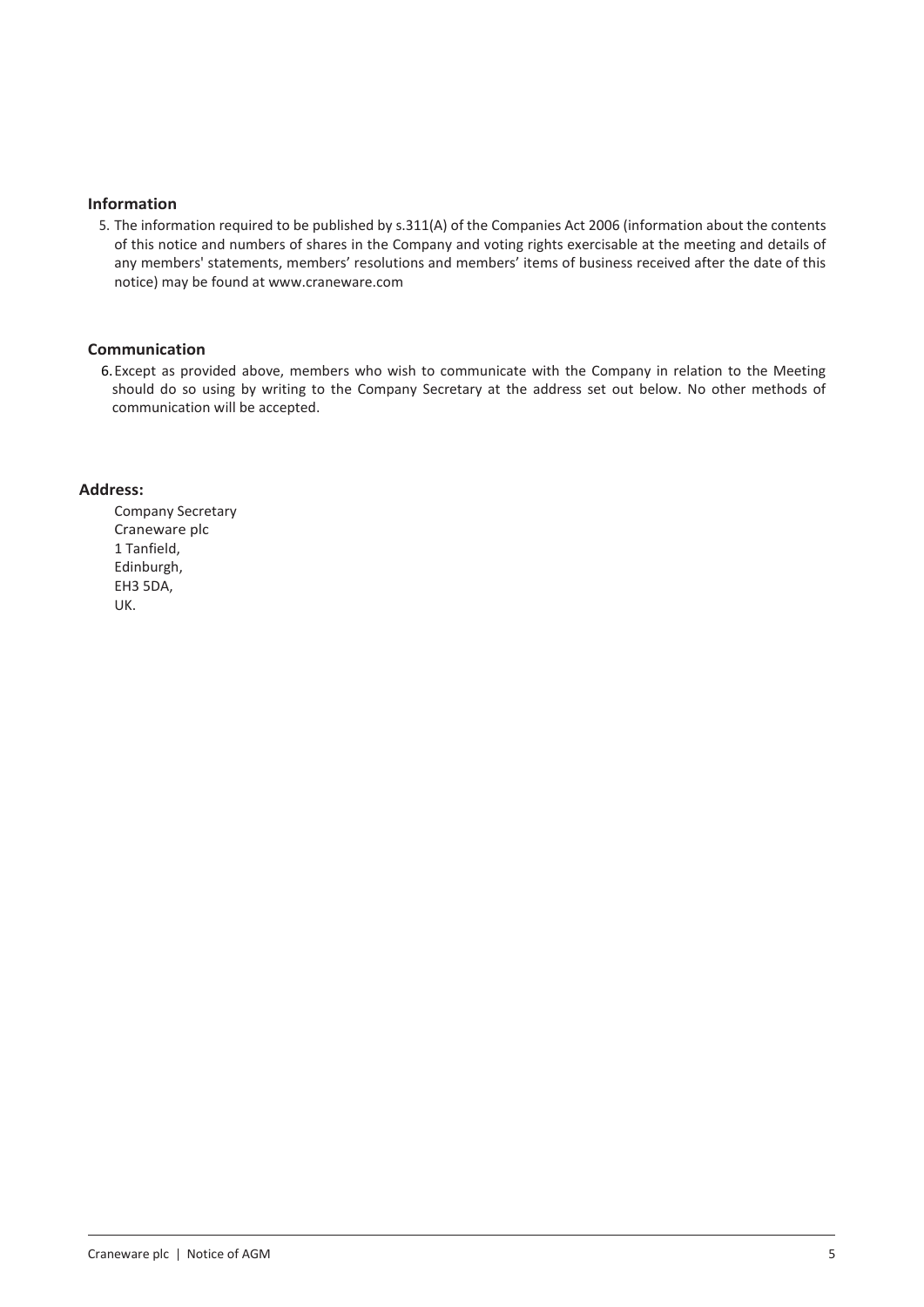### Information

5. The information required to be published by s.311(A) of the Companies Act 2006 (information about the contents of this notice and numbers of shares in the Company and voting rights exercisable at the meeting and details of any members' statements, members' resolutions and members' items of business received after the date of this notice) may be found at www.craneware.com

### Communication

6. Except as provided above, members who wish to communicate with the Company in relation to the Meeting should do so using by writing to the Company Secretary at the address set out below. No other methods of communication will be accepted.

**Address:**

Company Secretary
Craneware plc
1 Tanfield,
Edinburgh,
EH3 5DA,
UK.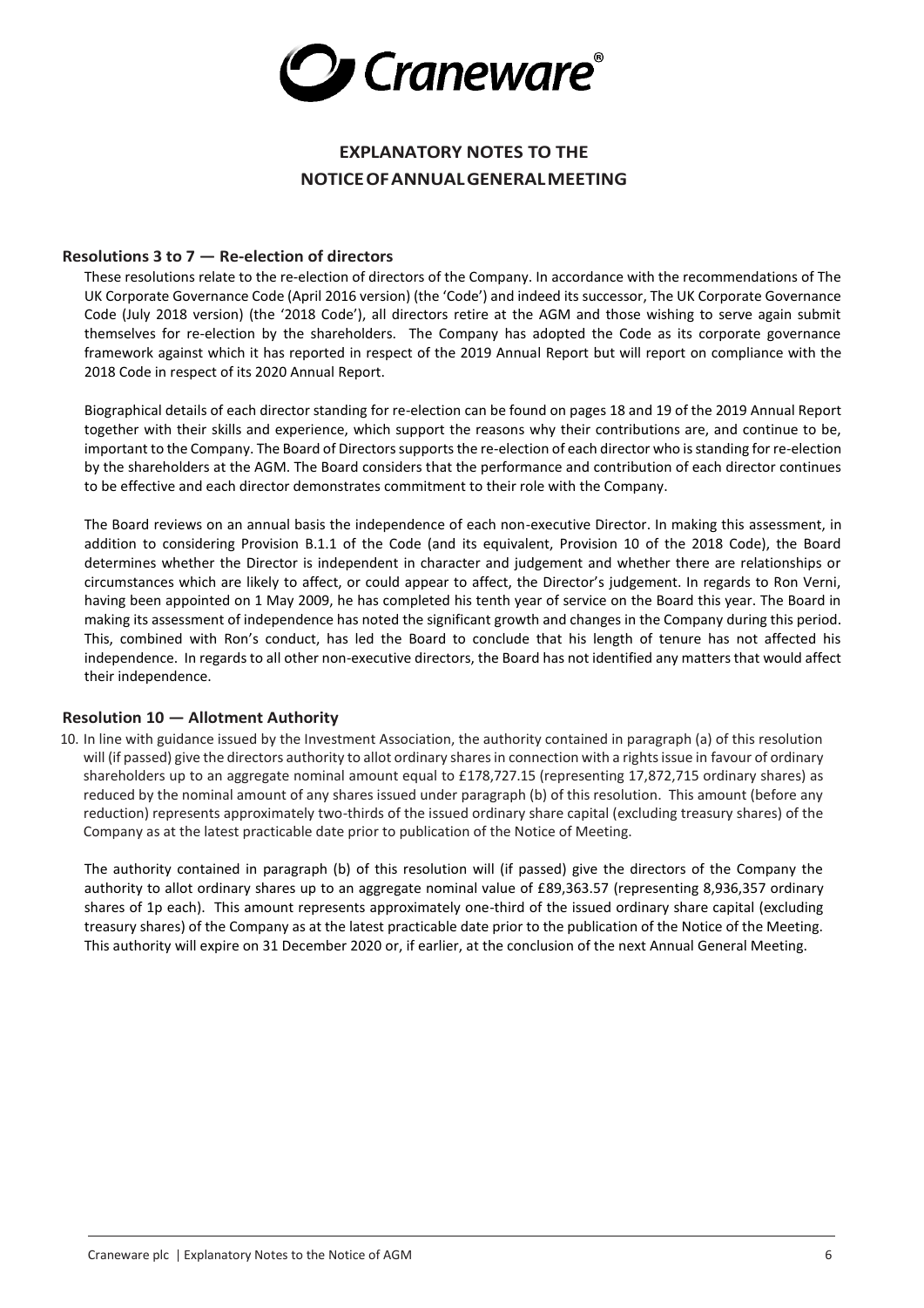# EXPLANATORY NOTES TO THE NOTICE OF ANNUAL GENERAL MEETING

### Resolutions 3 to 7 — Re-election of directors

These resolutions relate to the re-election of directors of the Company. In accordance with the recommendations of The UK Corporate Governance Code (April 2016 version) (the 'Code') and indeed its successor, The UK Corporate Governance Code (July 2018 version) (the '2018 Code'), all directors retire at the AGM and those wishing to serve again submit themselves for re-election by the shareholders. The Company has adopted the Code as its corporate governance framework against which it has reported in respect of the 2019 Annual Report but will report on compliance with the 2018 Code in respect of its 2020 Annual Report.

Biographical details of each director standing for re-election can be found on pages 18 and 19 of the 2019 Annual Report together with their skills and experience, which support the reasons why their contributions are, and continue to be, important to the Company. The Board of Directors supports the re-election of each director who is standing for re-election by the shareholders at the AGM. The Board considers that the performance and contribution of each director continues to be effective and each director demonstrates commitment to their role with the Company.

The Board reviews on an annual basis the independence of each non-executive Director. In making this assessment, in addition to considering Provision B.1.1 of the Code (and its equivalent, Provision 10 of the 2018 Code), the Board determines whether the Director is independent in character and judgement and whether there are relationships or circumstances which are likely to affect, or could appear to affect, the Director's judgement. In regards to Ron Verni, having been appointed on 1 May 2009, he has completed his tenth year of service on the Board this year. The Board in making its assessment of independence has noted the significant growth and changes in the Company during this period. This, combined with Ron's conduct, has led the Board to conclude that his length of tenure has not affected his independence. In regards to all other non-executive directors, the Board has not identified any matters that would affect their independence.

### Resolution 10 — Allotment Authority

10. In line with guidance issued by the Investment Association, the authority contained in paragraph (a) of this resolution will (if passed) give the directors authority to allot ordinary shares in connection with a rights issue in favour of ordinary shareholders up to an aggregate nominal amount equal to £178,727.15 (representing 17,872,715 ordinary shares) as reduced by the nominal amount of any shares issued under paragraph (b) of this resolution. This amount (before any reduction) represents approximately two-thirds of the issued ordinary share capital (excluding treasury shares) of the Company as at the latest practicable date prior to publication of the Notice of Meeting.

The authority contained in paragraph (b) of this resolution will (if passed) give the directors of the Company the authority to allot ordinary shares up to an aggregate nominal value of £89,363.57 (representing 8,936,357 ordinary shares of 1p each). This amount represents approximately one-third of the issued ordinary share capital (excluding treasury shares) of the Company as at the latest practicable date prior to the publication of the Notice of the Meeting. This authority will expire on 31 December 2020 or, if earlier, at the conclusion of the next Annual General Meeting.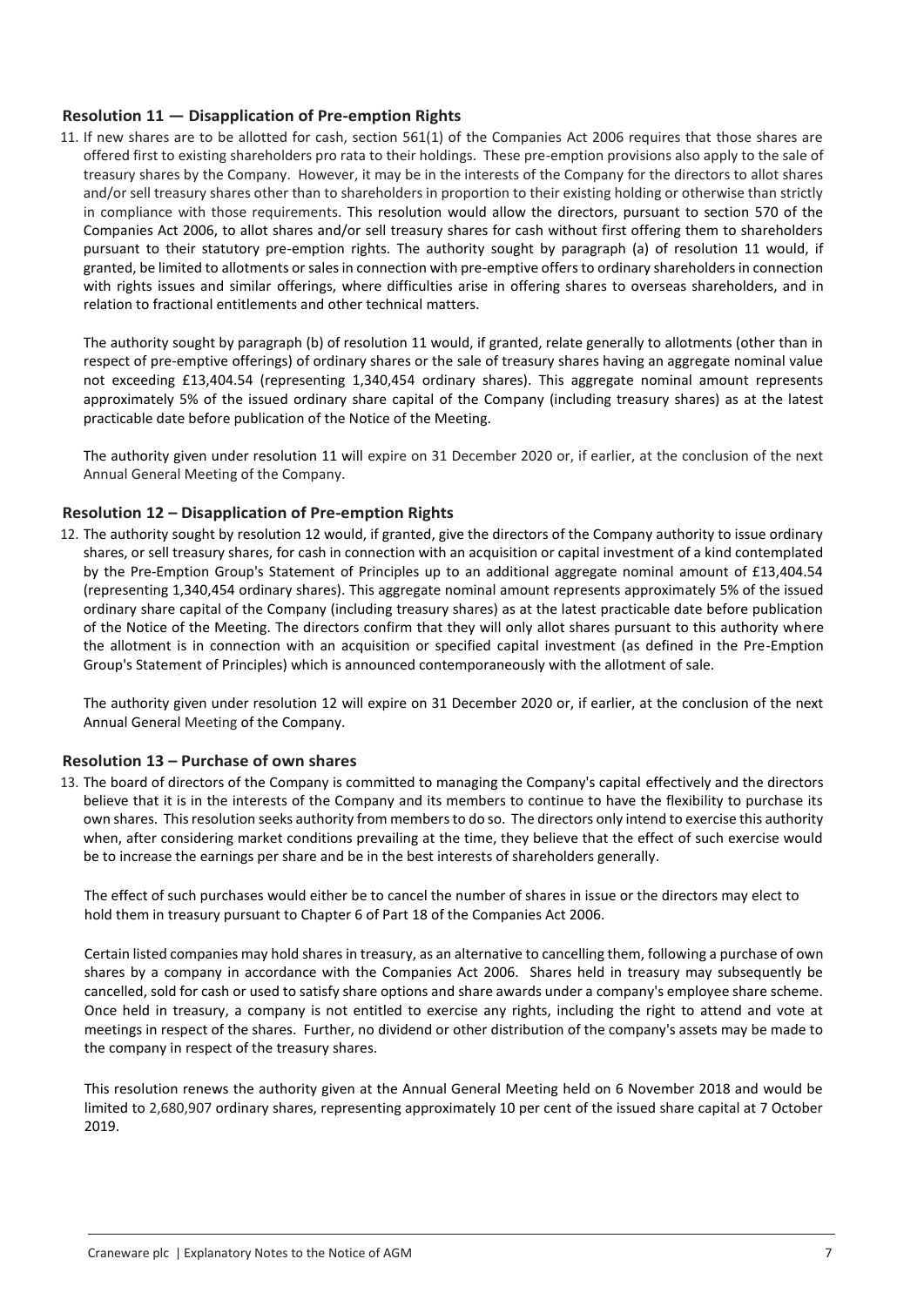### Resolution 11 — Disapplication of Pre-emption Rights

11. If new shares are to be allotted for cash, section 561(1) of the Companies Act 2006 requires that those shares are offered first to existing shareholders pro rata to their holdings. These pre-emption provisions also apply to the sale of treasury shares by the Company. However, it may be in the interests of the Company for the directors to allot shares and/or sell treasury shares other than to shareholders in proportion to their existing holding or otherwise than strictly in compliance with those requirements. This resolution would allow the directors, pursuant to section 570 of the Companies Act 2006, to allot shares and/or sell treasury shares for cash without first offering them to shareholders pursuant to their statutory pre-emption rights. The authority sought by paragraph (a) of resolution 11 would, if granted, be limited to allotments or sales in connection with pre-emptive offers to ordinary shareholders in connection with rights issues and similar offerings, where difficulties arise in offering shares to overseas shareholders, and in relation to fractional entitlements and other technical matters.

    The authority sought by paragraph (b) of resolution 11 would, if granted, relate generally to allotments (other than in respect of pre-emptive offerings) of ordinary shares or the sale of treasury shares having an aggregate nominal value not exceeding £13,404.54 (representing 1,340,454 ordinary shares). This aggregate nominal amount represents approximately 5% of the issued ordinary share capital of the Company (including treasury shares) as at the latest practicable date before publication of the Notice of the Meeting.

    The authority given under resolution 11 will expire on 31 December 2020 or, if earlier, at the conclusion of the next Annual General Meeting of the Company.

### Resolution 12 – Disapplication of Pre-emption Rights

12. The authority sought by resolution 12 would, if granted, give the directors of the Company authority to issue ordinary shares, or sell treasury shares, for cash in connection with an acquisition or capital investment of a kind contemplated by the Pre-Emption Group's Statement of Principles up to an additional aggregate nominal amount of £13,404.54 (representing 1,340,454 ordinary shares). This aggregate nominal amount represents approximately 5% of the issued ordinary share capital of the Company (including treasury shares) as at the latest practicable date before publication of the Notice of the Meeting. The directors confirm that they will only allot shares pursuant to this authority where the allotment is in connection with an acquisition or specified capital investment (as defined in the Pre-Emption Group's Statement of Principles) which is announced contemporaneously with the allotment of sale.

    The authority given under resolution 12 will expire on 31 December 2020 or, if earlier, at the conclusion of the next Annual General Meeting of the Company.

### Resolution 13 – Purchase of own shares

13. The board of directors of the Company is committed to managing the Company's capital effectively and the directors believe that it is in the interests of the Company and its members to continue to have the flexibility to purchase its own shares. This resolution seeks authority from members to do so. The directors only intend to exercise this authority when, after considering market conditions prevailing at the time, they believe that the effect of such exercise would be to increase the earnings per share and be in the best interests of shareholders generally.

    The effect of such purchases would either be to cancel the number of shares in issue or the directors may elect to hold them in treasury pursuant to Chapter 6 of Part 18 of the Companies Act 2006.

    Certain listed companies may hold shares in treasury, as an alternative to cancelling them, following a purchase of own shares by a company in accordance with the Companies Act 2006. Shares held in treasury may subsequently be cancelled, sold for cash or used to satisfy share options and share awards under a company's employee share scheme. Once held in treasury, a company is not entitled to exercise any rights, including the right to attend and vote at meetings in respect of the shares. Further, no dividend or other distribution of the company's assets may be made to the company in respect of the treasury shares.

    This resolution renews the authority given at the Annual General Meeting held on 6 November 2018 and would be limited to 2,680,907 ordinary shares, representing approximately 10 per cent of the issued share capital at 7 October 2019.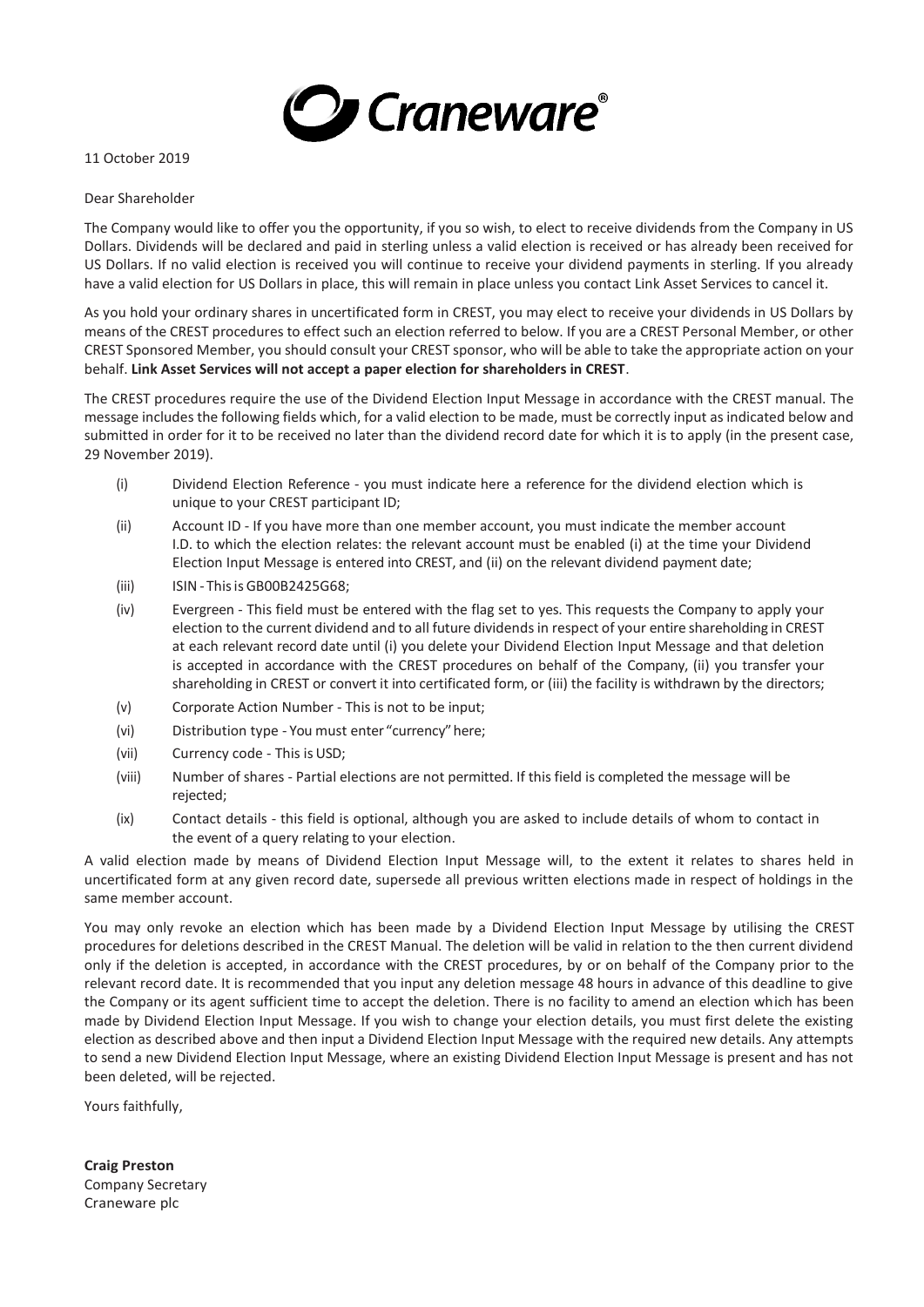11 October 2019

Dear Shareholder

The Company would like to offer you the opportunity, if you so wish, to elect to receive dividends from the Company in US Dollars. Dividends will be declared and paid in sterling unless a valid election is received or has already been received for US Dollars. If no valid election is received you will continue to receive your dividend payments in sterling. If you already have a valid election for US Dollars in place, this will remain in place unless you contact Link Asset Services to cancel it.

As you hold your ordinary shares in uncertificated form in CREST, you may elect to receive your dividends in US Dollars by means of the CREST procedures to effect such an election referred to below. If you are a CREST Personal Member, or other CREST Sponsored Member, you should consult your CREST sponsor, who will be able to take the appropriate action on your behalf. **Link Asset Services will not accept a paper election for shareholders in CREST**.

The CREST procedures require the use of the Dividend Election Input Message in accordance with the CREST manual. The message includes the following fields which, for a valid election to be made, must be correctly input as indicated below and submitted in order for it to be received no later than the dividend record date for which it is to apply (in the present case, 29 November 2019).

- (i) Dividend Election Reference - you must indicate here a reference for the dividend election which is unique to your CREST participant ID;
- (ii) Account ID - If you have more than one member account, you must indicate the member account I.D. to which the election relates: the relevant account must be enabled (i) at the time your Dividend Election Input Message is entered into CREST, and (ii) on the relevant dividend payment date;
- (iii) ISIN - This is GB00B2425G68;
- (iv) Evergreen - This field must be entered with the flag set to yes. This requests the Company to apply your election to the current dividend and to all future dividends in respect of your entire shareholding in CREST at each relevant record date until (i) you delete your Dividend Election Input Message and that deletion is accepted in accordance with the CREST procedures on behalf of the Company, (ii) you transfer your shareholding in CREST or convert it into certificated form, or (iii) the facility is withdrawn by the directors;
- (v) Corporate Action Number - This is not to be input;
- (vi) Distribution type - You must enter "currency" here;
- (vii) Currency code - This is USD;
- (viii) Number of shares - Partial elections are not permitted. If this field is completed the message will be rejected;
- (ix) Contact details - this field is optional, although you are asked to include details of whom to contact in the event of a query relating to your election.

A valid election made by means of Dividend Election Input Message will, to the extent it relates to shares held in uncertificated form at any given record date, supersede all previous written elections made in respect of holdings in the same member account.

You may only revoke an election which has been made by a Dividend Election Input Message by utilising the CREST procedures for deletions described in the CREST Manual. The deletion will be valid in relation to the then current dividend only if the deletion is accepted, in accordance with the CREST procedures, by or on behalf of the Company prior to the relevant record date. It is recommended that you input any deletion message 48 hours in advance of this deadline to give the Company or its agent sufficient time to accept the deletion. There is no facility to amend an election which has been made by Dividend Election Input Message. If you wish to change your election details, you must first delete the existing election as described above and then input a Dividend Election Input Message with the required new details. Any attempts to send a new Dividend Election Input Message, where an existing Dividend Election Input Message is present and has not been deleted, will be rejected.

Yours faithfully,

**Craig Preston**
Company Secretary
Craneware plc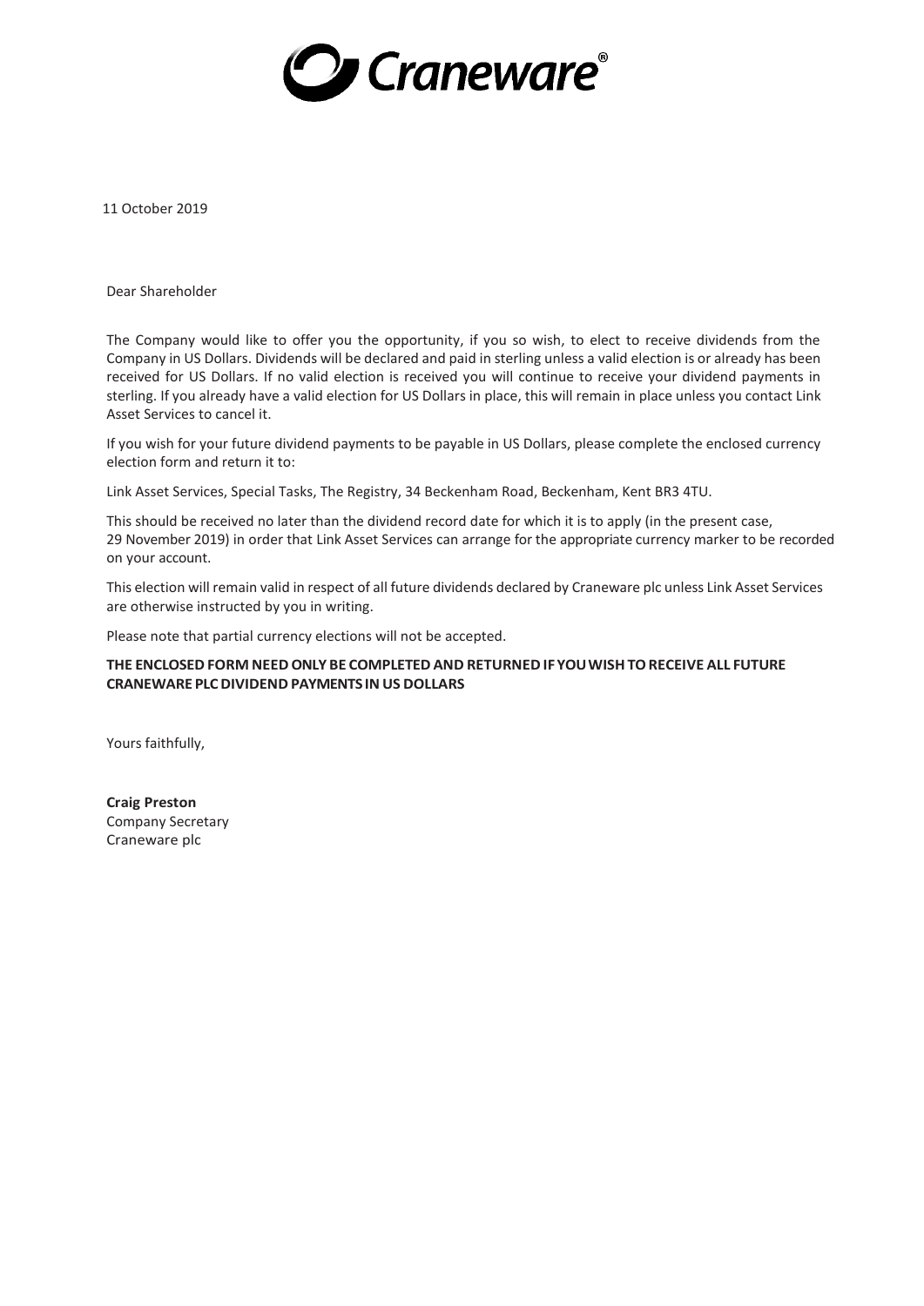Craneware®

11 October 2019

Dear Shareholder

The Company would like to offer you the opportunity, if you so wish, to elect to receive dividends from the Company in US Dollars. Dividends will be declared and paid in sterling unless a valid election is or already has been received for US Dollars. If no valid election is received you will continue to receive your dividend payments in sterling. If you already have a valid election for US Dollars in place, this will remain in place unless you contact Link Asset Services to cancel it.

If you wish for your future dividend payments to be payable in US Dollars, please complete the enclosed currency election form and return it to:

Link Asset Services, Special Tasks, The Registry, 34 Beckenham Road, Beckenham, Kent BR3 4TU.

This should be received no later than the dividend record date for which it is to apply (in the present case, 29 November 2019) in order that Link Asset Services can arrange for the appropriate currency marker to be recorded on your account.

This election will remain valid in respect of all future dividends declared by Craneware plc unless Link Asset Services are otherwise instructed by you in writing.

Please note that partial currency elections will not be accepted.

**THE ENCLOSED FORM NEED ONLY BE COMPLETED AND RETURNED IF YOU WISH TO RECEIVE ALL FUTURE CRANEWARE PLC DIVIDEND PAYMENTS IN US DOLLARS**

Yours faithfully,

**Craig Preston**
Company Secretary
Craneware plc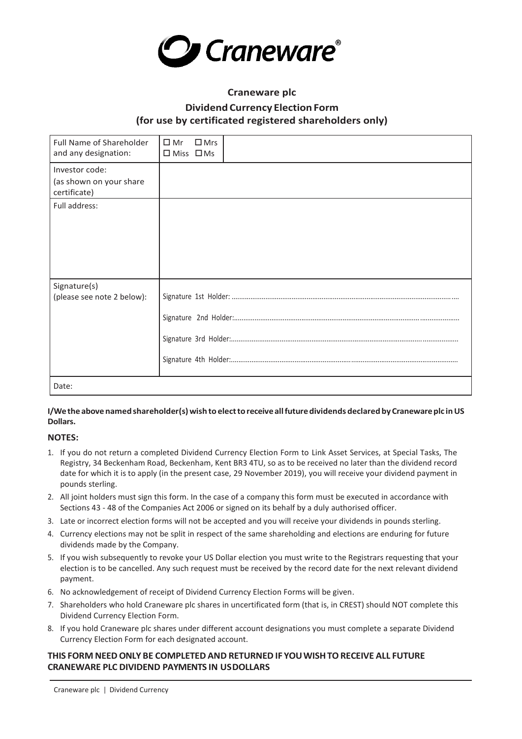Craneware®

## Craneware plc

### Dividend Currency Election Form
### (for use by certificated registered shareholders only)

| | | |
|---|---|---|
| Full Name of Shareholder and any designation: | ☐ Mr ☐ Mrs ☐ Miss ☐ Ms | |
| Investor code: (as shown on your share certificate) | | |
| Full address: | | |
| Signature(s) (please see note 2 below): | Signature 1st Holder: ...<br>Signature 2nd Holder: ...<br>Signature 3rd Holder: ...<br>Signature 4th Holder: ... | |
| Date: | | |

**I/We the above named shareholder(s) wish to elect to receive all future dividends declared by Craneware plc in US Dollars.**

**NOTES:**

1. If you do not return a completed Dividend Currency Election Form to Link Asset Services, at Special Tasks, The Registry, 34 Beckenham Road, Beckenham, Kent BR3 4TU, so as to be received no later than the dividend record date for which it is to apply (in the present case, 29 November 2019), you will receive your dividend payment in pounds sterling.
2. All joint holders must sign this form. In the case of a company this form must be executed in accordance with Sections 43 - 48 of the Companies Act 2006 or signed on its behalf by a duly authorised officer.
3. Late or incorrect election forms will not be accepted and you will receive your dividends in pounds sterling.
4. Currency elections may not be split in respect of the same shareholding and elections are enduring for future dividends made by the Company.
5. If you wish subsequently to revoke your US Dollar election you must write to the Registrars requesting that your election is to be cancelled. Any such request must be received by the record date for the next relevant dividend payment.
6. No acknowledgement of receipt of Dividend Currency Election Forms will be given.
7. Shareholders who hold Craneware plc shares in uncertificated form (that is, in CREST) should NOT complete this Dividend Currency Election Form.
8. If you hold Craneware plc shares under different account designations you must complete a separate Dividend Currency Election Form for each designated account.

**THIS FORM NEED ONLY BE COMPLETED AND RETURNED IF YOU WISH TO RECEIVE ALL FUTURE CRANEWARE PLC DIVIDEND PAYMENTS IN US DOLLARS**